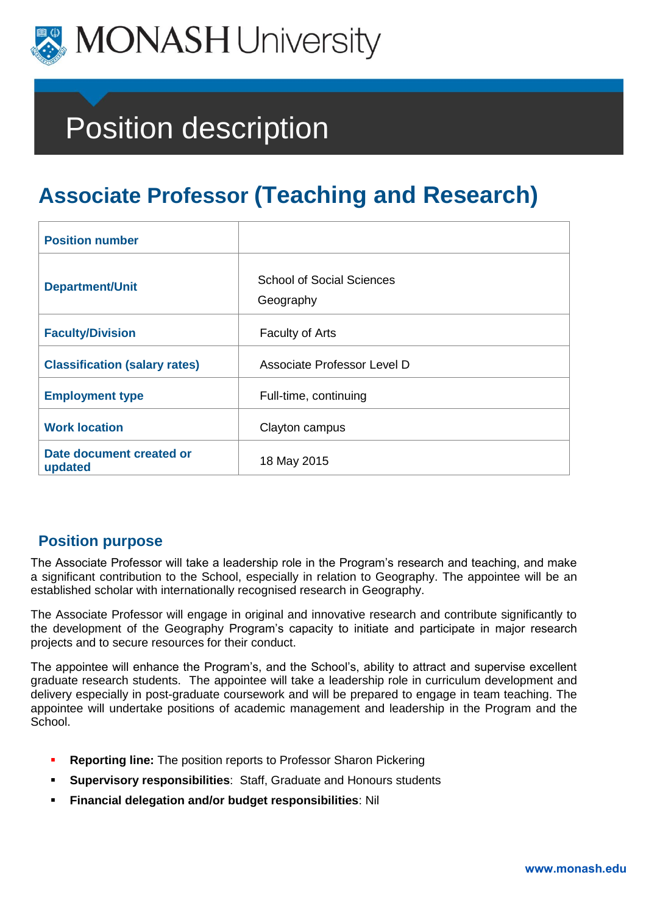MONASH University

# Position description

## Associate Professor (Teaching and Research)

| | |
|---|---|
| **Position number** | |
| **Department/Unit** | School of Social Sciences<br>Geography |
| **Faculty/Division** | Faculty of Arts |
| **Classification (salary rates)** | Associate Professor Level D |
| **Employment type** | Full-time, continuing |
| **Work location** | Clayton campus |
| **Date document created or updated** | 18 May 2015 |

### Position purpose

The Associate Professor will take a leadership role in the Program's research and teaching, and make a significant contribution to the School, especially in relation to Geography. The appointee will be an established scholar with internationally recognised research in Geography.

The Associate Professor will engage in original and innovative research and contribute significantly to the development of the Geography Program's capacity to initiate and participate in major research projects and to secure resources for their conduct.

The appointee will enhance the Program's, and the School's, ability to attract and supervise excellent graduate research students. The appointee will take a leadership role in curriculum development and delivery especially in post-graduate coursework and will be prepared to engage in team teaching. The appointee will undertake positions of academic management and leadership in the Program and the School.

- **Reporting line:** The position reports to Professor Sharon Pickering
- **Supervisory responsibilities**: Staff, Graduate and Honours students
- **Financial delegation and/or budget responsibilities**: Nil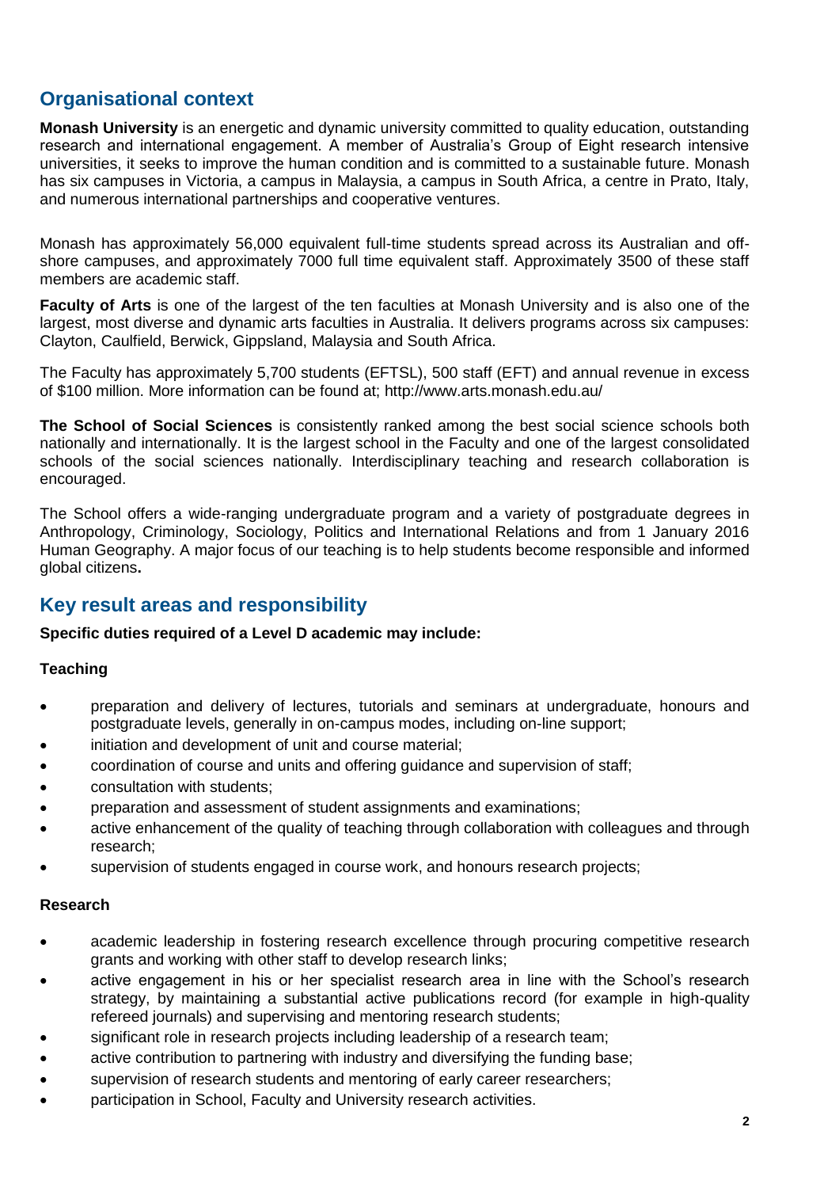## Organisational context

**Monash University** is an energetic and dynamic university committed to quality education, outstanding research and international engagement. A member of Australia's Group of Eight research intensive universities, it seeks to improve the human condition and is committed to a sustainable future. Monash has six campuses in Victoria, a campus in Malaysia, a campus in South Africa, a centre in Prato, Italy, and numerous international partnerships and cooperative ventures.

Monash has approximately 56,000 equivalent full-time students spread across its Australian and off-shore campuses, and approximately 7000 full time equivalent staff. Approximately 3500 of these staff members are academic staff.

**Faculty of Arts** is one of the largest of the ten faculties at Monash University and is also one of the largest, most diverse and dynamic arts faculties in Australia. It delivers programs across six campuses: Clayton, Caulfield, Berwick, Gippsland, Malaysia and South Africa.

The Faculty has approximately 5,700 students (EFTSL), 500 staff (EFT) and annual revenue in excess of $100 million. More information can be found at; http://www.arts.monash.edu.au/

**The School of Social Sciences** is consistently ranked among the best social science schools both nationally and internationally. It is the largest school in the Faculty and one of the largest consolidated schools of the social sciences nationally. Interdisciplinary teaching and research collaboration is encouraged.

The School offers a wide-ranging undergraduate program and a variety of postgraduate degrees in Anthropology, Criminology, Sociology, Politics and International Relations and from 1 January 2016 Human Geography. A major focus of our teaching is to help students become responsible and informed global citizens**.**

## Key result areas and responsibility

**Specific duties required of a Level D academic may include:**

**Teaching**

- preparation and delivery of lectures, tutorials and seminars at undergraduate, honours and postgraduate levels, generally in on-campus modes, including on-line support;
- initiation and development of unit and course material;
- coordination of course and units and offering guidance and supervision of staff;
- consultation with students;
- preparation and assessment of student assignments and examinations;
- active enhancement of the quality of teaching through collaboration with colleagues and through research;
- supervision of students engaged in course work, and honours research projects;

**Research**

- academic leadership in fostering research excellence through procuring competitive research grants and working with other staff to develop research links;
- active engagement in his or her specialist research area in line with the School's research strategy, by maintaining a substantial active publications record (for example in high-quality refereed journals) and supervising and mentoring research students;
- significant role in research projects including leadership of a research team;
- active contribution to partnering with industry and diversifying the funding base;
- supervision of research students and mentoring of early career researchers;
- participation in School, Faculty and University research activities.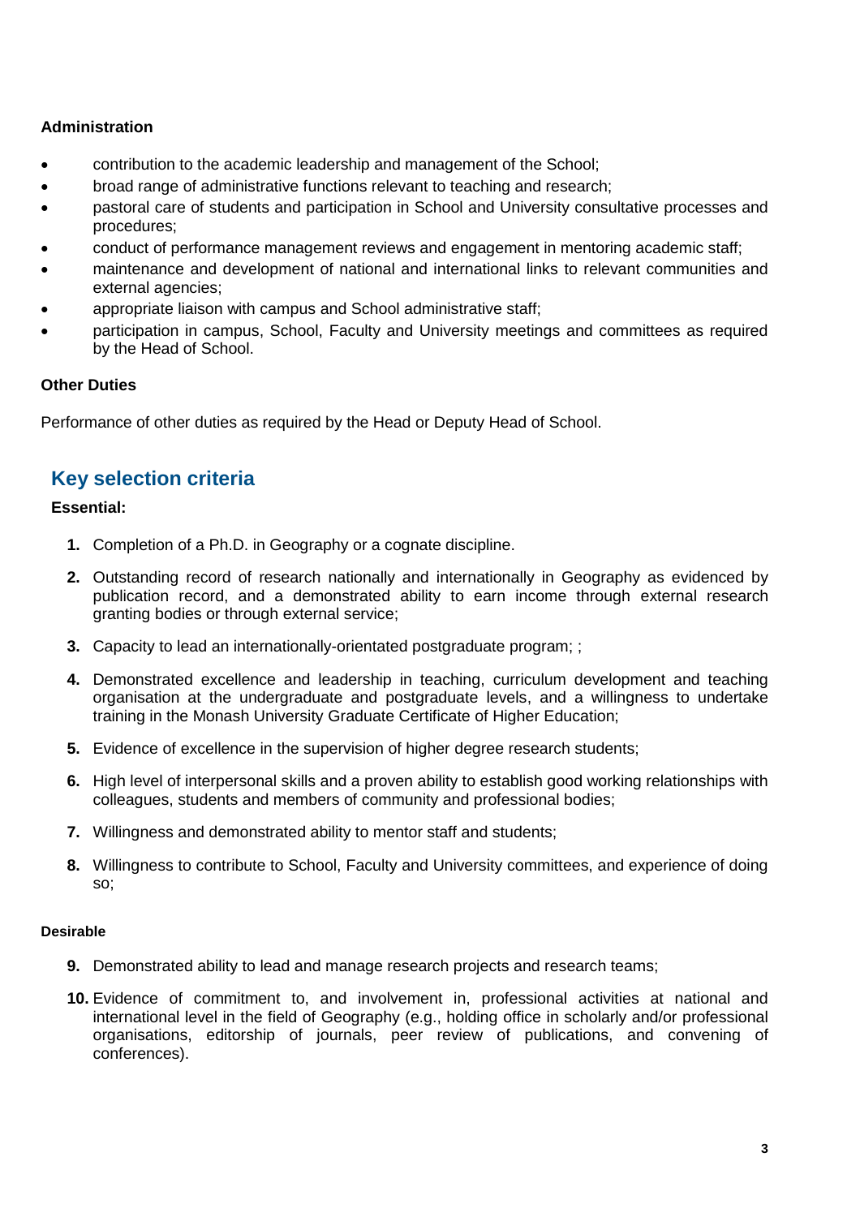**Administration**

- contribution to the academic leadership and management of the School;
- broad range of administrative functions relevant to teaching and research;
- pastoral care of students and participation in School and University consultative processes and procedures;
- conduct of performance management reviews and engagement in mentoring academic staff;
- maintenance and development of national and international links to relevant communities and external agencies;
- appropriate liaison with campus and School administrative staff;
- participation in campus, School, Faculty and University meetings and committees as required by the Head of School.

**Other Duties**

Performance of other duties as required by the Head or Deputy Head of School.

## Key selection criteria

**Essential:**

1. Completion of a Ph.D. in Geography or a cognate discipline.
2. Outstanding record of research nationally and internationally in Geography as evidenced by publication record, and a demonstrated ability to earn income through external research granting bodies or through external service;
3. Capacity to lead an internationally-orientated postgraduate program; ;
4. Demonstrated excellence and leadership in teaching, curriculum development and teaching organisation at the undergraduate and postgraduate levels, and a willingness to undertake training in the Monash University Graduate Certificate of Higher Education;
5. Evidence of excellence in the supervision of higher degree research students;
6. High level of interpersonal skills and a proven ability to establish good working relationships with colleagues, students and members of community and professional bodies;
7. Willingness and demonstrated ability to mentor staff and students;
8. Willingness to contribute to School, Faculty and University committees, and experience of doing so;

**Desirable**

9. Demonstrated ability to lead and manage research projects and research teams;
10. Evidence of commitment to, and involvement in, professional activities at national and international level in the field of Geography (e.g., holding office in scholarly and/or professional organisations, editorship of journals, peer review of publications, and convening of conferences).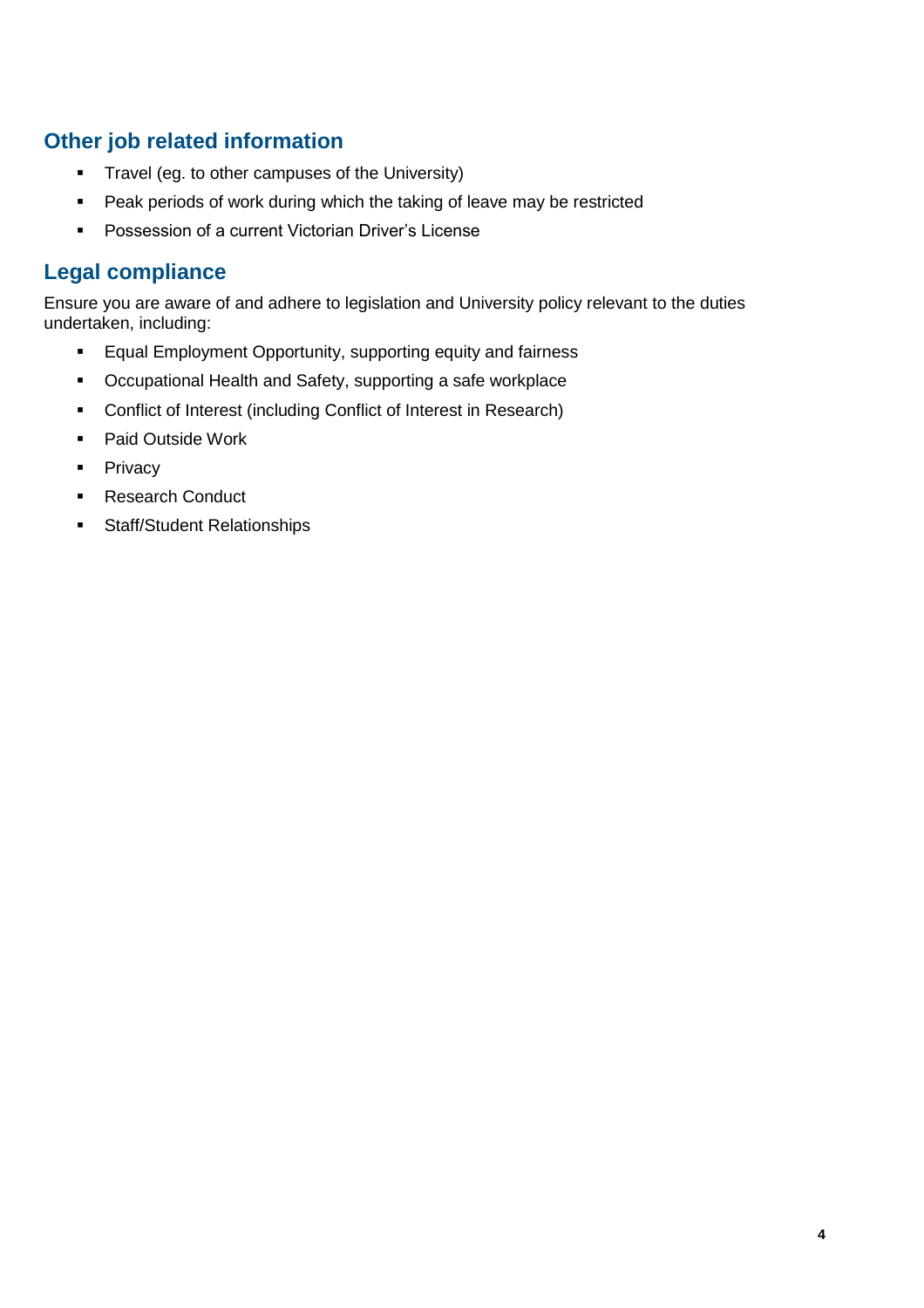## Other job related information

- Travel (eg. to other campuses of the University)
- Peak periods of work during which the taking of leave may be restricted
- Possession of a current Victorian Driver's License

## Legal compliance

Ensure you are aware of and adhere to legislation and University policy relevant to the duties undertaken, including:

- Equal Employment Opportunity, supporting equity and fairness
- Occupational Health and Safety, supporting a safe workplace
- Conflict of Interest (including Conflict of Interest in Research)
- Paid Outside Work
- Privacy
- Research Conduct
- Staff/Student Relationships